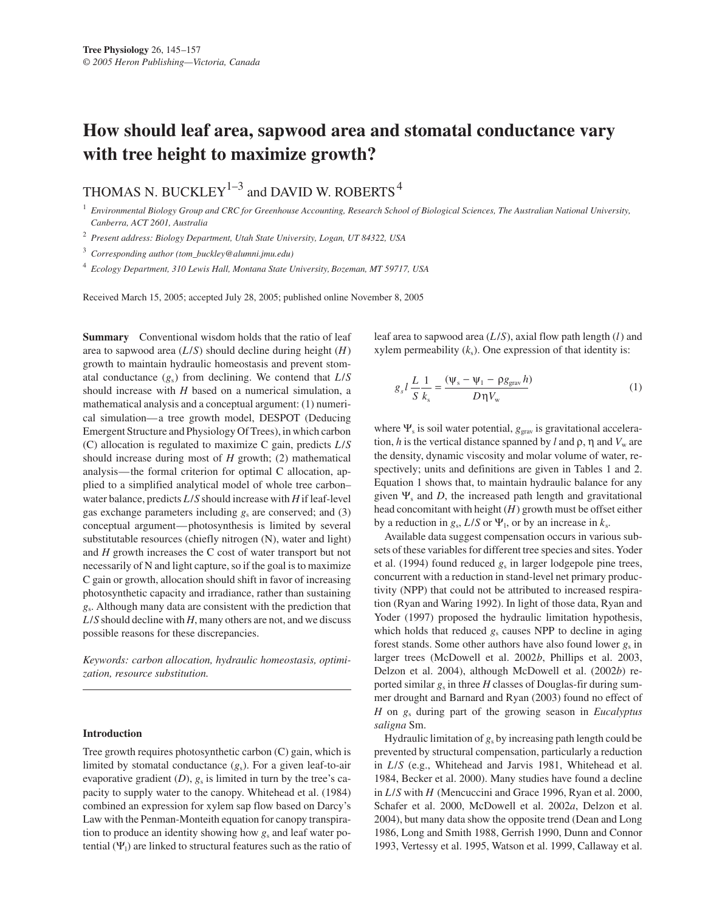# How should leaf area, sapwood area and stomatal conductance vary with tree height to maximize growth?

THOMAS N. BUCKLEY[1–3] and DAVID W. ROBERTS[4]

[1] *Environmental Biology Group and CRC for Greenhouse Accounting, Research School of Biological Sciences, The Australian National University, Canberra, ACT 2601, Australia*

[2] *Present address: Biology Department, Utah State University, Logan, UT 84322, USA*

[3] *Corresponding author (tom_buckley@alumni.jmu.edu)*

[4] *Ecology Department, 310 Lewis Hall, Montana State University, Bozeman, MT 59717, USA*

Received March 15, 2005; accepted July 28, 2005; published online November 8, 2005

**Summary** Conventional wisdom holds that the ratio of leaf area to sapwood area ($L/S$) should decline during height ($H$) growth to maintain hydraulic homeostasis and prevent stomatal conductance ($g_s$) from declining. We contend that $L/S$ should increase with $H$ based on a numerical simulation, a mathematical analysis and a conceptual argument: (1) numerical simulation—a tree growth model, DESPOT (Deducing Emergent Structure and Physiology Of Trees), in which carbon (C) allocation is regulated to maximize C gain, predicts $L/S$ should increase during most of $H$ growth; (2) mathematical analysis—the formal criterion for optimal C allocation, applied to a simplified analytical model of whole tree carbon–water balance, predicts $L/S$ should increase with $H$ if leaf-level gas exchange parameters including $g_s$ are conserved; and (3) conceptual argument—photosynthesis is limited by several substitutable resources (chiefly nitrogen (N), water and light) and $H$ growth increases the C cost of water transport but not necessarily of N and light capture, so if the goal is to maximize C gain or growth, allocation should shift in favor of increasing photosynthetic capacity and irradiance, rather than sustaining $g_s$. Although many data are consistent with the prediction that $L/S$ should decline with $H$, many others are not, and we discuss possible reasons for these discrepancies.

*Keywords: carbon allocation, hydraulic homeostasis, optimization, resource substitution.*

## Introduction

Tree growth requires photosynthetic carbon (C) gain, which is limited by stomatal conductance ($g_s$). For a given leaf-to-air evaporative gradient ($D$), $g_s$ is limited in turn by the tree's capacity to supply water to the canopy. Whitehead et al. (1984) combined an expression for xylem sap flow based on Darcy's Law with the Penman-Monteith equation for canopy transpiration to produce an identity showing how $g_s$ and leaf water potential ($\Psi_l$) are linked to structural features such as the ratio of leaf area to sapwood area ($L/S$), axial flow path length ($l$) and xylem permeability ($k_s$). One expression of that identity is:

$$g_s l \frac{L}{S} \frac{1}{k_s} = \frac{(\psi_s - \psi_l - \rho g_{grav} h)}{D \eta V_w} \quad (1)$$

where $\Psi_s$ is soil water potential, $g_{grav}$ is gravitational acceleration, $h$ is the vertical distance spanned by $l$ and $\rho$, $\eta$ and $V_w$ are the density, dynamic viscosity and molar volume of water, respectively; units and definitions are given in Tables 1 and 2. Equation 1 shows that, to maintain hydraulic balance for any given $\Psi_s$ and $D$, the increased path length and gravitational head concomitant with height ($H$) growth must be offset either by a reduction in $g_s$, $L/S$ or $\Psi_l$, or by an increase in $k_s$.

Available data suggest compensation occurs in various subsets of these variables for different tree species and sites. Yoder et al. (1994) found reduced $g_s$ in larger lodgepole pine trees, concurrent with a reduction in stand-level net primary productivity (NPP) that could not be attributed to increased respiration (Ryan and Waring 1992). In light of those data, Ryan and Yoder (1997) proposed the hydraulic limitation hypothesis, which holds that reduced $g_s$ causes NPP to decline in aging forest stands. Some other authors have also found lower $g_s$ in larger trees (McDowell et al. 2002*b*, Phillips et al. 2003, Delzon et al. 2004), although McDowell et al. (2002*b*) reported similar $g_s$ in three $H$ classes of Douglas-fir during summer drought and Barnard and Ryan (2003) found no effect of $H$ on $g_s$ during part of the growing season in *Eucalyptus saligna* Sm.

Hydraulic limitation of $g_s$ by increasing path length could be prevented by structural compensation, particularly a reduction in $L/S$ (e.g., Whitehead and Jarvis 1981, Whitehead et al. 1984, Becker et al. 2000). Many studies have found a decline in $L/S$ with $H$ (Mencuccini and Grace 1996, Ryan et al. 2000, Schafer et al. 2000, McDowell et al. 2002*a*, Delzon et al. 2004), but many data show the opposite trend (Dean and Long 1986, Long and Smith 1988, Gerrish 1990, Dunn and Connor 1993, Vertessy et al. 1995, Watson et al. 1999, Callaway et al.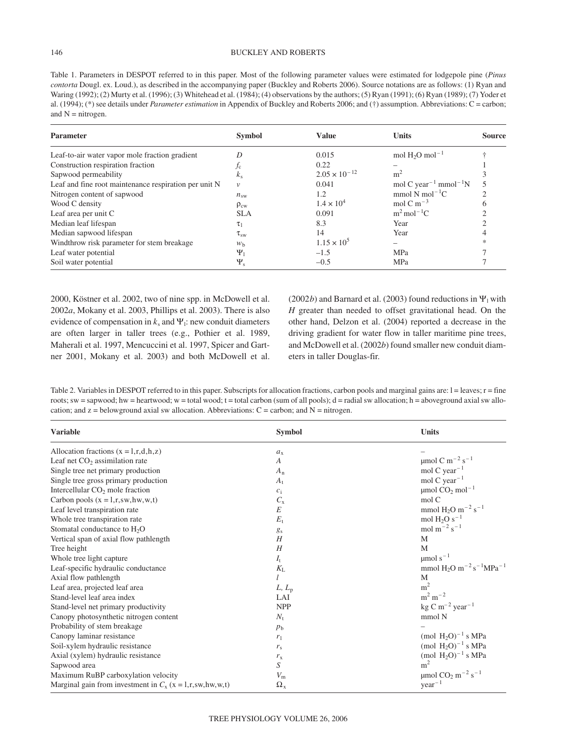Table 1. Parameters in DESPOT referred to in this paper. Most of the following parameter values were estimated for lodgepole pine (*Pinus contorta* Dougl. ex. Loud.), as described in the accompanying paper (Buckley and Roberts 2006). Source notations are as follows: (1) Ryan and Waring (1992); (2) Murty et al. (1996); (3) Whitehead et al. (1984); (4) observations by the authors; (5) Ryan (1991); (6) Ryan (1989); (7) Yoder et al. (1994); (*) see details under *Parameter estimation* in Appendix of Buckley and Roberts 2006; and (†) assumption. Abbreviations: C = carbon; and N = nitrogen.

| Parameter | Symbol | Value | Units | Source |
|---|---|---|---|---|
| Leaf-to-air water vapor mole fraction gradient | $D$ | 0.015 | mol $H_2O$ mol$^{-1}$ | † |
| Construction respiration fraction | $f_c$ | 0.22 | – | 1 |
| Sapwood permeability | $k_s$ | $2.05 \times 10^{-12}$ | m$^2$ | 3 |
| Leaf and fine root maintenance respiration per unit N | $v$ | 0.041 | mol C year$^{-1}$ mmol$^{-1}$N | 5 |
| Nitrogen content of sapwood | $n_{sw}$ | 1.2 | mmol N mol$^{-1}$C | 2 |
| Wood C density | $\rho_{cw}$ | $1.4 \times 10^4$ | mol C m$^{-3}$ | 6 |
| Leaf area per unit C | SLA | 0.091 | m$^2$ mol$^{-1}$C | 2 |
| Median leaf lifespan | $\tau_l$ | 8.3 | Year | 2 |
| Median sapwood lifespan | $\tau_{sw}$ | 14 | Year | 4 |
| Windthrow risk parameter for stem breakage | $w_b$ | $1.15 \times 10^5$ | – | * |
| Leaf water potential | $\Psi_l$ | –1.5 | MPa | 7 |
| Soil water potential | $\Psi_s$ | –0.5 | MPa | 7 |

2000, Köstner et al. 2002, two of nine spp. in McDowell et al. 2002*a*, Mokany et al. 2003, Phillips et al. 2003). There is also evidence of compensation in $k_s$ and $\Psi_l$: new conduit diameters are often larger in taller trees (e.g., Pothier et al. 1989, Maherali et al. 1997, Mencuccini et al. 1997, Spicer and Gartner 2001, Mokany et al. 2003) and both McDowell et al. (2002*b*) and Barnard et al. (2003) found reductions in $\Psi_l$ with $H$ greater than needed to offset gravitational head. On the other hand, Delzon et al. (2004) reported a decrease in the driving gradient for water flow in taller maritime pine trees, and McDowell et al. (2002*b*) found smaller new conduit diameters in taller Douglas-fir.

Table 2. Variables in DESPOT referred to in this paper. Subscripts for allocation fractions, carbon pools and marginal gains are: l = leaves; r = fine roots; sw = sapwood; hw = heartwood; w = total wood; t = total carbon (sum of all pools); d = radial sw allocation; h = aboveground axial sw allocation; and z = belowground axial sw allocation. Abbreviations: C = carbon; and N = nitrogen.

| Variable | Symbol | Units |
|---|---|---|
| Allocation fractions (x = l,r,d,h,z) | $a_x$ | – |
| Leaf net $CO_2$ assimilation rate | $A$ | μmol C m$^{-2}$ s$^{-1}$ |
| Single tree net primary production | $A_n$ | mol C year$^{-1}$ |
| Single tree gross primary production | $A_t$ | mol C year$^{-1}$ |
| Intercellular $CO_2$ mole fraction | $c_i$ | μmol $CO_2$ mol$^{-1}$ |
| Carbon pools (x = l,r,sw,hw,w,t) | $C_x$ | mol C |
| Leaf level transpiration rate | $E$ | mmol $H_2O$ m$^{-2}$ s$^{-1}$ |
| Whole tree transpiration rate | $E_t$ | mol $H_2O$ s$^{-1}$ |
| Stomatal conductance to $H_2O$ | $g_s$ | mol m$^{-2}$ s$^{-1}$ |
| Vertical span of axial flow pathlength | $H$ | M |
| Tree height | $H$ | M |
| Whole tree light capture | $I_t$ | μmol s$^{-1}$ |
| Leaf-specific hydraulic conductance | $K_L$ | mmol $H_2O$ m$^{-2}$ s$^{-1}$MPa$^{-1}$ |
| Axial flow pathlength | $l$ | M |
| Leaf area, projected leaf area | $L$, $L_p$ | m$^2$ |
| Stand-level leaf area index | LAI | m$^2$ m$^{-2}$ |
| Stand-level net primary productivity | NPP | kg C m$^{-2}$ year$^{-1}$ |
| Canopy photosynthetic nitrogen content | $N_t$ | mmol N |
| Probability of stem breakage | $p_b$ | – |
| Canopy laminar resistance | $r_l$ | (mol $H_2O$)$^{-1}$ s MPa |
| Soil-xylem hydraulic resistance | $r_s$ | (mol $H_2O$)$^{-1}$ s MPa |
| Axial (xylem) hydraulic resistance | $r_x$ | (mol $H_2O$)$^{-1}$ s MPa |
| Sapwood area | $S$ | m$^2$ |
| Maximum RuBP carboxylation velocity | $V_m$ | μmol $CO_2$ m$^{-2}$ s$^{-1}$ |
| Marginal gain from investment in $C_x$ (x = l,r,sw,hw,w,t) | $\Omega_x$ | year$^{-1}$ |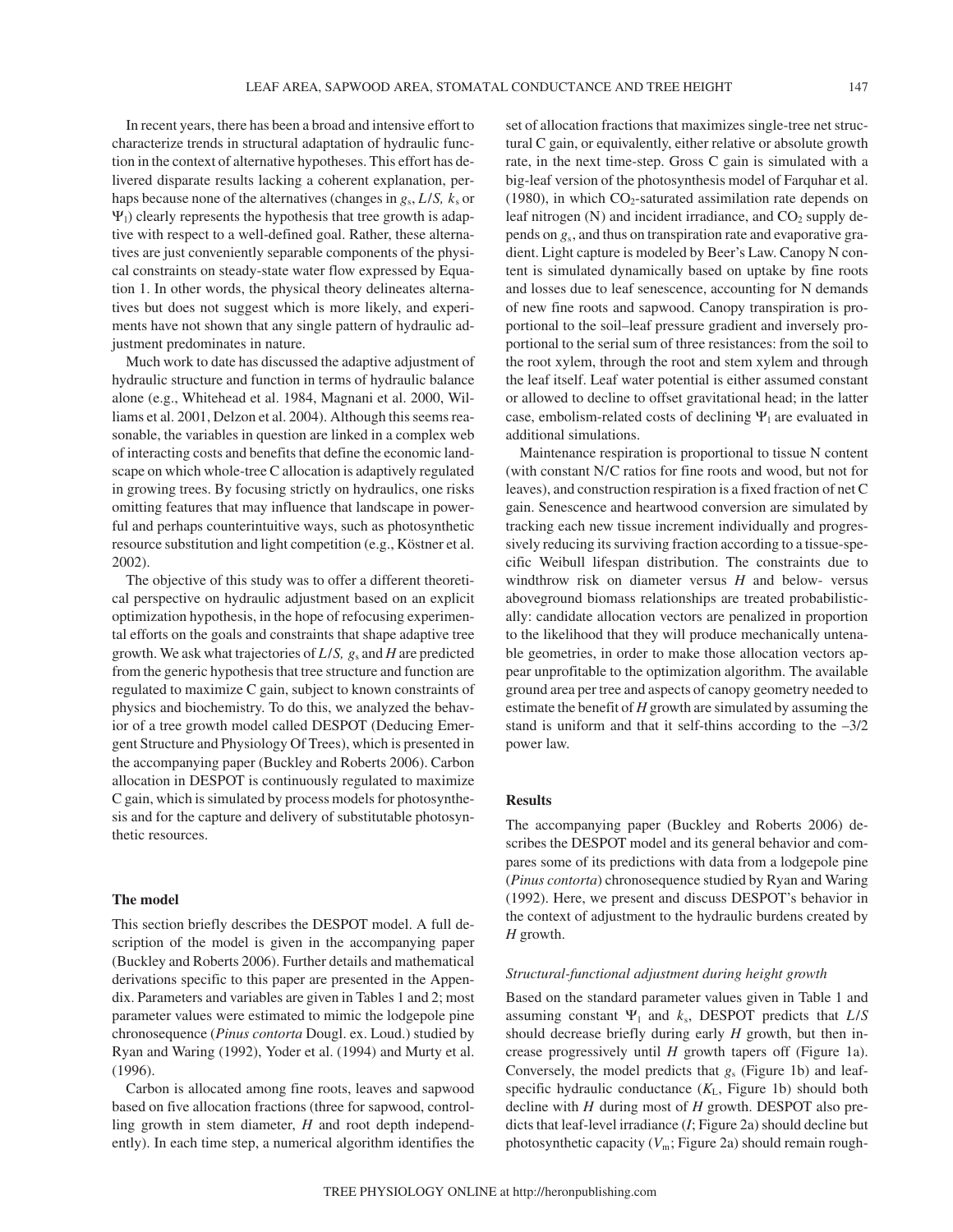In recent years, there has been a broad and intensive effort to characterize trends in structural adaptation of hydraulic function in the context of alternative hypotheses. This effort has delivered disparate results lacking a coherent explanation, perhaps because none of the alternatives (changes in $g_s$, $L/S$, $k_s$ or $\Psi_l$) clearly represents the hypothesis that tree growth is adaptive with respect to a well-defined goal. Rather, these alternatives are just conveniently separable components of the physical constraints on steady-state water flow expressed by Equation 1. In other words, the physical theory delineates alternatives but does not suggest which is more likely, and experiments have not shown that any single pattern of hydraulic adjustment predominates in nature.

Much work to date has discussed the adaptive adjustment of hydraulic structure and function in terms of hydraulic balance alone (e.g., Whitehead et al. 1984, Magnani et al. 2000, Williams et al. 2001, Delzon et al. 2004). Although this seems reasonable, the variables in question are linked in a complex web of interacting costs and benefits that define the economic landscape on which whole-tree C allocation is adaptively regulated in growing trees. By focusing strictly on hydraulics, one risks omitting features that may influence that landscape in powerful and perhaps counterintuitive ways, such as photosynthetic resource substitution and light competition (e.g., Köstner et al. 2002).

The objective of this study was to offer a different theoretical perspective on hydraulic adjustment based on an explicit optimization hypothesis, in the hope of refocusing experimental efforts on the goals and constraints that shape adaptive tree growth. We ask what trajectories of $L/S$, $g_s$ and $H$ are predicted from the generic hypothesis that tree structure and function are regulated to maximize C gain, subject to known constraints of physics and biochemistry. To do this, we analyzed the behavior of a tree growth model called DESPOT (Deducing Emergent Structure and Physiology Of Trees), which is presented in the accompanying paper (Buckley and Roberts 2006). Carbon allocation in DESPOT is continuously regulated to maximize C gain, which is simulated by process models for photosynthesis and for the capture and delivery of substitutable photosynthetic resources.

## The model

This section briefly describes the DESPOT model. A full description of the model is given in the accompanying paper (Buckley and Roberts 2006). Further details and mathematical derivations specific to this paper are presented in the Appendix. Parameters and variables are given in Tables 1 and 2; most parameter values were estimated to mimic the lodgepole pine chronosequence (*Pinus contorta* Dougl. ex. Loud.) studied by Ryan and Waring (1992), Yoder et al. (1994) and Murty et al. (1996).

Carbon is allocated among fine roots, leaves and sapwood based on five allocation fractions (three for sapwood, controlling growth in stem diameter, $H$ and root depth independently). In each time step, a numerical algorithm identifies the set of allocation fractions that maximizes single-tree net structural C gain, or equivalently, either relative or absolute growth rate, in the next time-step. Gross C gain is simulated with a big-leaf version of the photosynthesis model of Farquhar et al. (1980), in which $CO_2$-saturated assimilation rate depends on leaf nitrogen (N) and incident irradiance, and $CO_2$ supply depends on $g_s$, and thus on transpiration rate and evaporative gradient. Light capture is modeled by Beer's Law. Canopy N content is simulated dynamically based on uptake by fine roots and losses due to leaf senescence, accounting for N demands of new fine roots and sapwood. Canopy transpiration is proportional to the soil–leaf pressure gradient and inversely proportional to the serial sum of three resistances: from the soil to the root xylem, through the root and stem xylem and through the leaf itself. Leaf water potential is either assumed constant or allowed to decline to offset gravitational head; in the latter case, embolism-related costs of declining $\Psi_l$ are evaluated in additional simulations.

Maintenance respiration is proportional to tissue N content (with constant N/C ratios for fine roots and wood, but not for leaves), and construction respiration is a fixed fraction of net C gain. Senescence and heartwood conversion are simulated by tracking each new tissue increment individually and progressively reducing its surviving fraction according to a tissue-specific Weibull lifespan distribution. The constraints due to windthrow risk on diameter versus $H$ and below- versus aboveground biomass relationships are treated probabilistically: candidate allocation vectors are penalized in proportion to the likelihood that they will produce mechanically untenable geometries, in order to make those allocation vectors appear unprofitable to the optimization algorithm. The available ground area per tree and aspects of canopy geometry needed to estimate the benefit of $H$ growth are simulated by assuming the stand is uniform and that it self-thins according to the –3/2 power law.

## Results

The accompanying paper (Buckley and Roberts 2006) describes the DESPOT model and its general behavior and compares some of its predictions with data from a lodgepole pine (*Pinus contorta*) chronosequence studied by Ryan and Waring (1992). Here, we present and discuss DESPOT's behavior in the context of adjustment to the hydraulic burdens created by $H$ growth.

### *Structural-functional adjustment during height growth*

Based on the standard parameter values given in Table 1 and assuming constant $\Psi_l$ and $k_s$, DESPOT predicts that $L/S$ should decrease briefly during early $H$ growth, but then increase progressively until $H$ growth tapers off (Figure 1a). Conversely, the model predicts that $g_s$ (Figure 1b) and leaf-specific hydraulic conductance ($K_L$, Figure 1b) should both decline with $H$ during most of $H$ growth. DESPOT also predicts that leaf-level irradiance ($I$; Figure 2a) should decline but photosynthetic capacity ($V_m$; Figure 2a) should remain rough-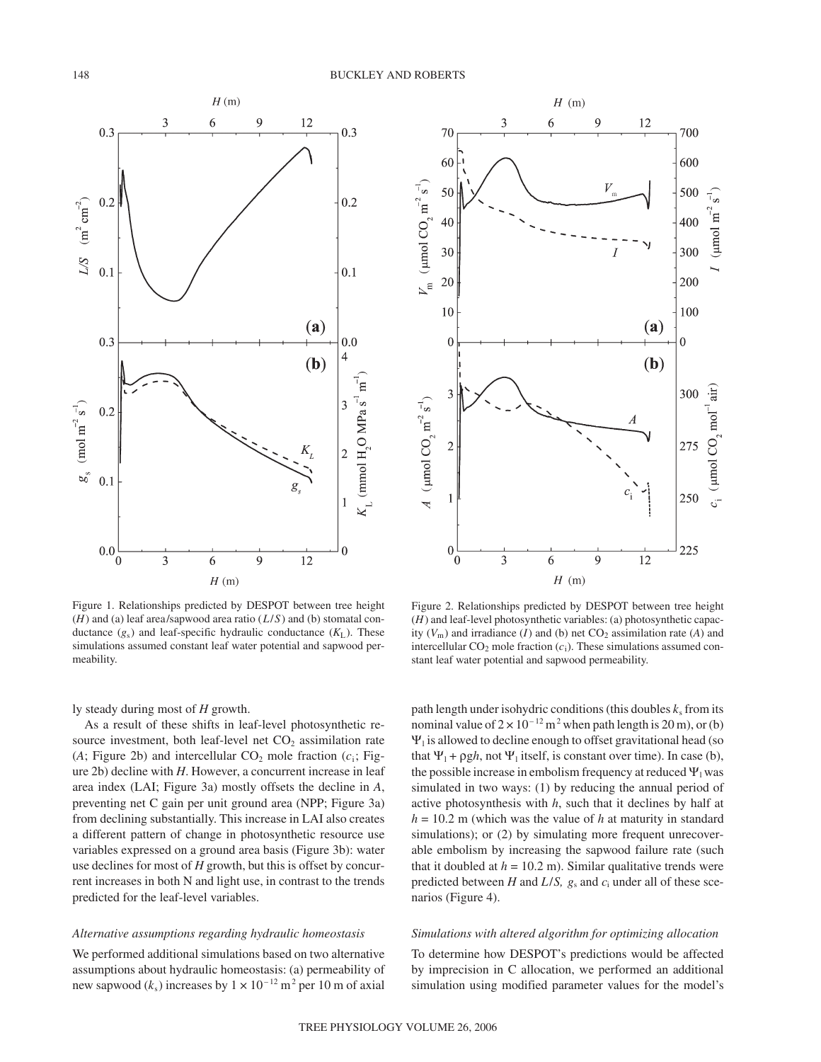H (m)

3 6 9 12

0.3 0.3

L/S (m² cm⁻²)

0.2 0.2

0.1 0.1

(a)

0.3 0.0

(b) 4

$g_s$ (mol m⁻² s⁻¹)

$K_L$ (mmol H₂O MPa s⁻¹ m⁻¹)

0.2 3

$K_L$

0.1 2

$g_s$ 1

0.0 0

0 3 6 9 12

H (m)

Figure 1. Relationships predicted by DESPOT between tree height ($H$) and (a) leaf area/sapwood area ratio ($L/S$) and (b) stomatal conductance ($g_s$) and leaf-specific hydraulic conductance ($K_L$). These simulations assumed constant leaf water potential and sapwood permeability.

H (m)

3 6 9 12

70 700

60 600

$V_m$ (μmol CO₂ m⁻² s⁻¹)

$V_m$

50 500

$I$ (μmol m⁻² s⁻¹)

40 400

30 I 300

20 200

10 100

(a)

0 0

(b)

3 300

$A$ (μmol CO₂ m⁻² s⁻¹)

A

2 275

$c_i$ (μmol CO₂ mol⁻¹ air)

1 $c_i$ 250

0 225

0 3 6 9 12

H (m)

Figure 2. Relationships predicted by DESPOT between tree height ($H$) and leaf-level photosynthetic variables: (a) photosynthetic capacity ($V_m$) and irradiance ($I$) and (b) net $CO_2$ assimilation rate ($A$) and intercellular $CO_2$ mole fraction ($c_i$). These simulations assumed constant leaf water potential and sapwood permeability.

ly steady during most of $H$ growth.

As a result of these shifts in leaf-level photosynthetic resource investment, both leaf-level net $CO_2$ assimilation rate ($A$; Figure 2b) and intercellular $CO_2$ mole fraction ($c_i$; Figure 2b) decline with $H$. However, a concurrent increase in leaf area index (LAI; Figure 3a) mostly offsets the decline in $A$, preventing net C gain per unit ground area (NPP; Figure 3a) from declining substantially. This increase in LAI also creates a different pattern of change in photosynthetic resource use variables expressed on a ground area basis (Figure 3b): water use declines for most of $H$ growth, but this is offset by concurrent increases in both N and light use, in contrast to the trends predicted for the leaf-level variables.

### *Alternative assumptions regarding hydraulic homeostasis*

We performed additional simulations based on two alternative assumptions about hydraulic homeostasis: (a) permeability of new sapwood ($k_s$) increases by $1 \times 10^{-12}$ m² per 10 m of axial path length under isohydric conditions (this doubles $k_s$ from its nominal value of $2 \times 10^{-12}$ m² when path length is 20 m), or (b) $\Psi_l$ is allowed to decline enough to offset gravitational head (so that $\Psi_l + \rho g h$, not $\Psi_l$ itself, is constant over time). In case (b), the possible increase in embolism frequency at reduced $\Psi_l$ was simulated in two ways: (1) by reducing the annual period of active photosynthesis with $h$, such that it declines by half at $h = 10.2$ m (which was the value of $h$ at maturity in standard simulations); or (2) by simulating more frequent unrecoverable embolism by increasing the sapwood failure rate (such that it doubled at $h = 10.2$ m). Similar qualitative trends were predicted between $H$ and $L/S$, $g_s$ and $c_i$ under all of these scenarios (Figure 4).

### *Simulations with altered algorithm for optimizing allocation*

To determine how DESPOT's predictions would be affected by imprecision in C allocation, we performed an additional simulation using modified parameter values for the model's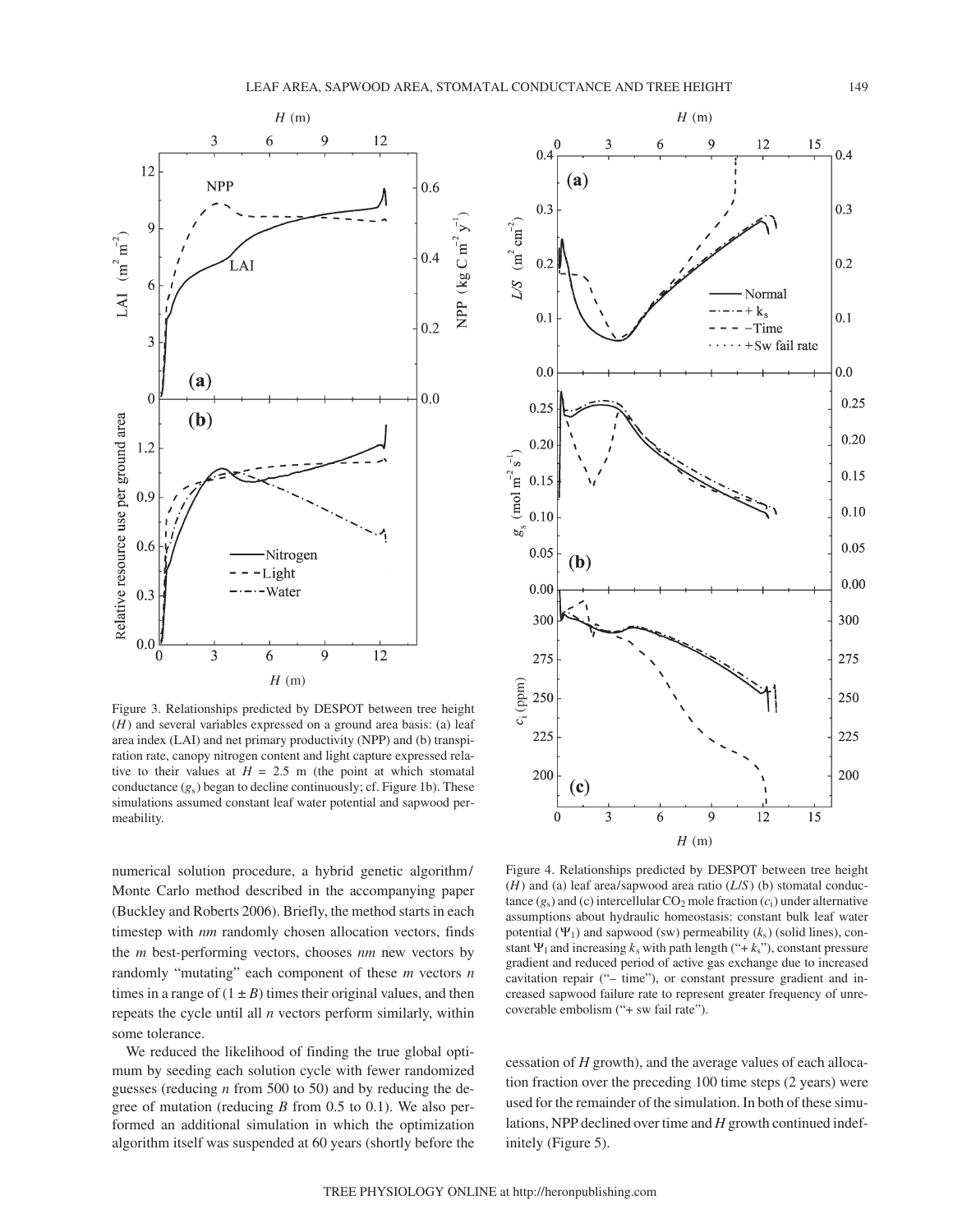H (m)

3 6 9 12

12 9 6 3 0

LAI (m² m⁻²)

NPP

LAI

(a)

0.6 0.4 0.2 0.0

NPP (kg C m⁻² y⁻¹)

(b)

1.2 0.9 0.6 0.3 0.0

Relative resource use per ground area

Nitrogen

Light

Water

0 3 6 9 12

H (m)

Figure 3. Relationships predicted by DESPOT between tree height ($H$) and several variables expressed on a ground area basis: (a) leaf area index (LAI) and net primary productivity (NPP) and (b) transpiration rate, canopy nitrogen content and light capture expressed relative to their values at $H$ = 2.5 m (the point at which stomatal conductance ($g_s$) began to decline continuously; cf. Figure 1b). These simulations assumed constant leaf water potential and sapwood permeability.

H (m)

0 3 6 9 12 15

0.4 0.3 0.2 0.1 0.0

(a)

L/S (m² cm⁻²)

Normal

+ k_s

−Time

+Sw fail rate

0.25 0.20 0.15 0.10 0.05 0.00

g_s (mol m⁻² s⁻¹)

(b)

300 275 250 225 200

c_i (ppm)

(c)

0 3 6 9 12 15

H (m)

Figure 4. Relationships predicted by DESPOT between tree height ($H$) and (a) leaf area/sapwood area ratio ($L/S$) (b) stomatal conductance ($g_s$) and (c) intercellular $CO_2$ mole fraction ($c_i$) under alternative assumptions about hydraulic homeostasis: constant bulk leaf water potential ($\Psi_l$) and sapwood (sw) permeability ($k_s$) (solid lines), constant $\Psi_l$ and increasing $k_s$ with path length ("+ $k_s$"), constant pressure gradient and reduced period of active gas exchange due to increased cavitation repair ("– time"), or constant pressure gradient and increased sapwood failure rate to represent greater frequency of unrecoverable embolism ("+ sw fail rate").

numerical solution procedure, a hybrid genetic algorithm/Monte Carlo method described in the accompanying paper (Buckley and Roberts 2006). Briefly, the method starts in each timestep with $nm$ randomly chosen allocation vectors, finds the $m$ best-performing vectors, chooses $nm$ new vectors by randomly "mutating" each component of these $m$ vectors $n$ times in a range of $(1 \pm B)$ times their original values, and then repeats the cycle until all $n$ vectors perform similarly, within some tolerance.

We reduced the likelihood of finding the true global optimum by seeding each solution cycle with fewer randomized guesses (reducing $n$ from 500 to 50) and by reducing the degree of mutation (reducing $B$ from 0.5 to 0.1). We also performed an additional simulation in which the optimization algorithm itself was suspended at 60 years (shortly before the cessation of $H$ growth), and the average values of each allocation fraction over the preceding 100 time steps (2 years) were used for the remainder of the simulation. In both of these simulations, NPP declined over time and $H$ growth continued indefinitely (Figure 5).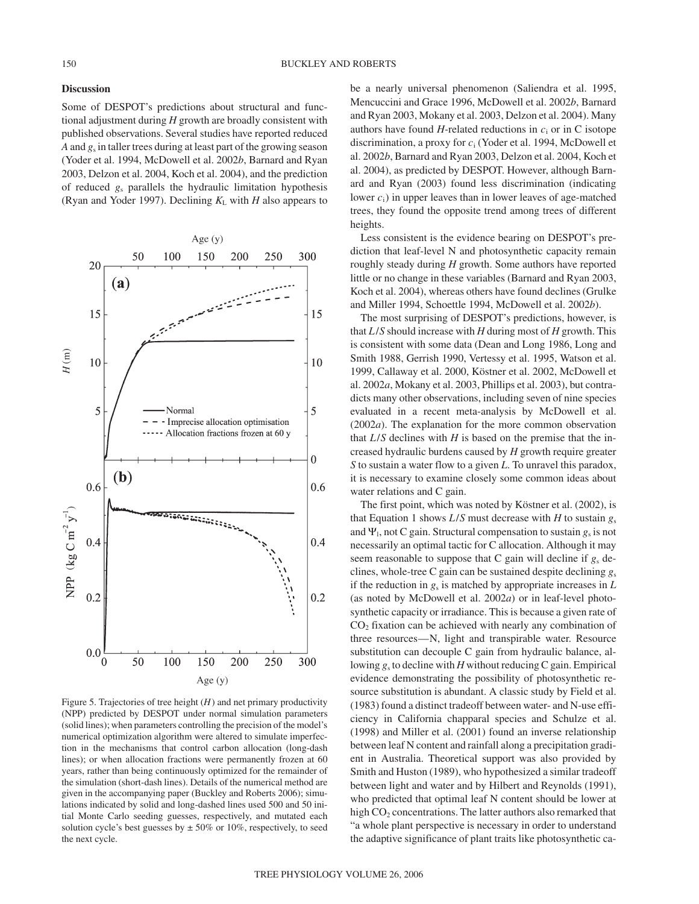## Discussion

Some of DESPOT's predictions about structural and functional adjustment during $H$ growth are broadly consistent with published observations. Several studies have reported reduced $A$ and $g_s$ in taller trees during at least part of the growing season (Yoder et al. 1994, McDowell et al. 2002*b*, Barnard and Ryan 2003, Delzon et al. 2004, Koch et al. 2004), and the prediction of reduced $g_s$ parallels the hydraulic limitation hypothesis (Ryan and Yoder 1997). Declining $K_L$ with $H$ also appears to be a nearly universal phenomenon (Saliendra et al. 1995, Mencuccini and Grace 1996, McDowell et al. 2002*b*, Barnard and Ryan 2003, Mokany et al. 2003, Delzon et al. 2004). Many authors have found $H$-related reductions in $c_i$ or in C isotope discrimination, a proxy for $c_i$ (Yoder et al. 1994, McDowell et al. 2002*b*, Barnard and Ryan 2003, Delzon et al. 2004, Koch et al. 2004), as predicted by DESPOT. However, although Barnard and Ryan (2003) found less discrimination (indicating lower $c_i$) in upper leaves than in lower leaves of age-matched trees, they found the opposite trend among trees of different heights.

Figure 5. Trajectories of tree height ($H$) and net primary productivity (NPP) predicted by DESPOT under normal simulation parameters (solid lines); when parameters controlling the precision of the model's numerical optimization algorithm were altered to simulate imperfection in the mechanisms that control carbon allocation (long-dash lines); or when allocation fractions were permanently frozen at 60 years, rather than being continuously optimized for the remainder of the simulation (short-dash lines). Details of the numerical method are given in the accompanying paper (Buckley and Roberts 2006); simulations indicated by solid and long-dashed lines used 500 and 50 initial Monte Carlo seeding guesses, respectively, and mutated each solution cycle's best guesses by ± 50% or 10%, respectively, to seed the next cycle.

Less consistent is the evidence bearing on DESPOT's prediction that leaf-level N and photosynthetic capacity remain roughly steady during $H$ growth. Some authors have reported little or no change in these variables (Barnard and Ryan 2003, Koch et al. 2004), whereas others have found declines (Grulke and Miller 1994, Schoettle 1994, McDowell et al. 2002*b*).

The most surprising of DESPOT's predictions, however, is that $L/S$ should increase with $H$ during most of $H$ growth. This is consistent with some data (Dean and Long 1986, Long and Smith 1988, Gerrish 1990, Vertessy et al. 1995, Watson et al. 1999, Callaway et al. 2000, Köstner et al. 2002, McDowell et al. 2002*a*, Mokany et al. 2003, Phillips et al. 2003), but contradicts many other observations, including seven of nine species evaluated in a recent meta-analysis by McDowell et al. (2002*a*). The explanation for the more common observation that $L/S$ declines with $H$ is based on the premise that the increased hydraulic burdens caused by $H$ growth require greater $S$ to sustain a water flow to a given $L$. To unravel this paradox, it is necessary to examine closely some common ideas about water relations and C gain.

The first point, which was noted by Köstner et al. (2002), is that Equation 1 shows $L/S$ must decrease with $H$ to sustain $g_s$ and $\Psi_l$, not C gain. Structural compensation to sustain $g_s$ is not necessarily an optimal tactic for C allocation. Although it may seem reasonable to suppose that C gain will decline if $g_s$ declines, whole-tree C gain can be sustained despite declining $g_s$ if the reduction in $g_s$ is matched by appropriate increases in $L$ (as noted by McDowell et al. 2002*a*) or in leaf-level photosynthetic capacity or irradiance. This is because a given rate of $CO_2$ fixation can be achieved with nearly any combination of three resources—N, light and transpirable water. Resource substitution can decouple C gain from hydraulic balance, allowing $g_s$ to decline with $H$ without reducing C gain. Empirical evidence demonstrating the possibility of photosynthetic resource substitution is abundant. A classic study by Field et al. (1983) found a distinct tradeoff between water- and N-use efficiency in California chapparal species and Schulze et al. (1998) and Miller et al. (2001) found an inverse relationship between leaf N content and rainfall along a precipitation gradient in Australia. Theoretical support was also provided by Smith and Huston (1989), who hypothesized a similar tradeoff between light and water and by Hilbert and Reynolds (1991), who predicted that optimal leaf N content should be lower at high $CO_2$ concentrations. The latter authors also remarked that "a whole plant perspective is necessary in order to understand the adaptive significance of plant traits like photosynthetic ca-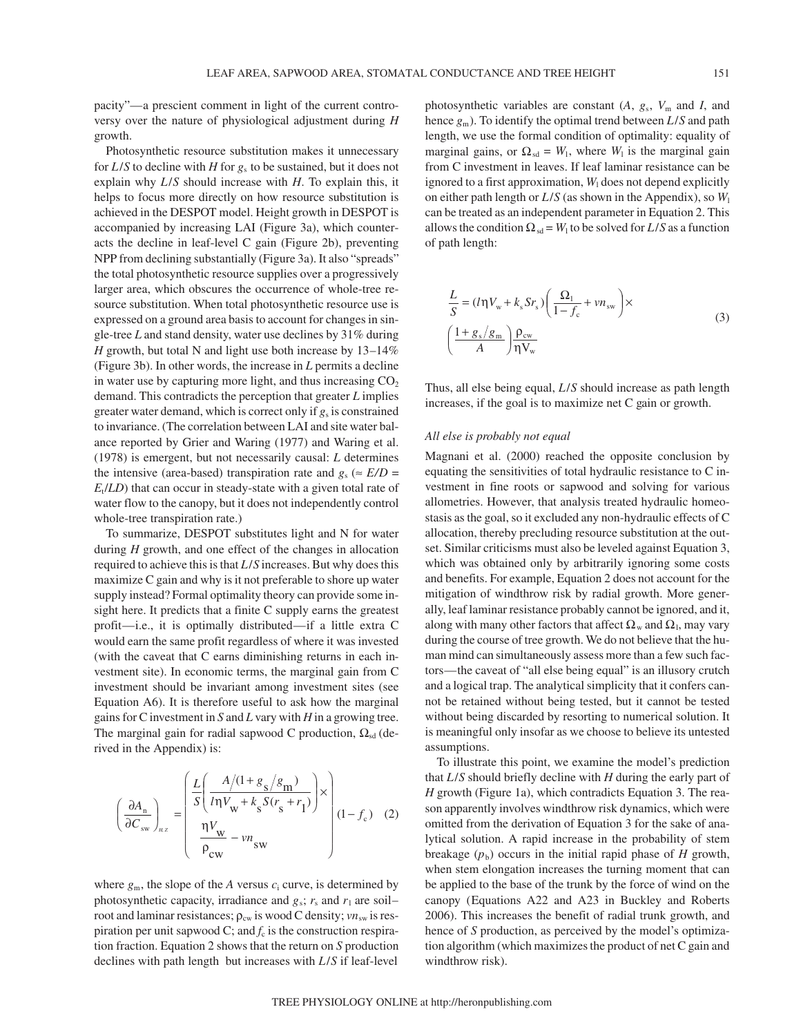pacity"—a prescient comment in light of the current controversy over the nature of physiological adjustment during $H$ growth.

Photosynthetic resource substitution makes it unnecessary for $L/S$ to decline with $H$ for $g_s$ to be sustained, but it does not explain why $L/S$ should increase with $H$. To explain this, it helps to focus more directly on how resource substitution is achieved in the DESPOT model. Height growth in DESPOT is accompanied by increasing LAI (Figure 3a), which counteracts the decline in leaf-level C gain (Figure 2b), preventing NPP from declining substantially (Figure 3a). It also "spreads" the total photosynthetic resource supplies over a progressively larger area, which obscures the occurrence of whole-tree resource substitution. When total photosynthetic resource use is expressed on a ground area basis to account for changes in single-tree $L$ and stand density, water use declines by 31% during $H$ growth, but total N and light use both increase by 13–14% (Figure 3b). In other words, the increase in $L$ permits a decline in water use by capturing more light, and thus increasing $CO_2$ demand. This contradicts the perception that greater $L$ implies greater water demand, which is correct only if $g_s$ is constrained to invariance. (The correlation between LAI and site water balance reported by Grier and Waring (1977) and Waring et al. (1978) is emergent, but not necessarily causal: $L$ determines the intensive (area-based) transpiration rate and $g_s$ ($\approx E/D = E_t/LD$) that can occur in steady-state with a given total rate of water flow to the canopy, but it does not independently control whole-tree transpiration rate.)

To summarize, DESPOT substitutes light and N for water during $H$ growth, and one effect of the changes in allocation required to achieve this is that $L/S$ increases. But why does this maximize C gain and why is it not preferable to shore up water supply instead? Formal optimality theory can provide some insight here. It predicts that a finite C supply earns the greatest profit—i.e., it is optimally distributed—if a little extra C would earn the same profit regardless of where it was invested (with the caveat that C earns diminishing returns in each investment site). In economic terms, the marginal gain from C investment should be invariant among investment sites (see Equation A6). It is therefore useful to ask how the marginal gains for C investment in $S$ and $L$ vary with $H$ in a growing tree. The marginal gain for radial sapwood C production, $\Omega_{sd}$ (derived in the Appendix) is:

$$\left(\frac{\partial A_n}{\partial C_{sw}}\right)_{H,Z} = \left( \begin{array}{c} \dfrac{L}{S}\left(\dfrac{A/(1+g_s/g_m)}{l\eta V_w + k_s S(r_s + r_l)}\right)\times \\[2ex] \dfrac{\eta V_w}{\rho_{cw}} - v n_{sw} \end{array} \right)(1-f_c) \quad (2)$$

where $g_m$, the slope of the $A$ versus $c_i$ curve, is determined by photosynthetic capacity, irradiance and $g_s$; $r_s$ and $r_l$ are soil–root and laminar resistances; $\rho_{cw}$ is wood C density; $vn_{sw}$ is respiration per unit sapwood C; and $f_c$ is the construction respiration fraction. Equation 2 shows that the return on $S$ production declines with path length but increases with $L/S$ if leaf-level photosynthetic variables are constant ($A$, $g_s$, $V_m$ and $I$, and hence $g_m$). To identify the optimal trend between $L/S$ and path length, we use the formal condition of optimality: equality of marginal gains, or $\Omega_{sd} = W_l$, where $W_l$ is the marginal gain from C investment in leaves. If leaf laminar resistance can be ignored to a first approximation, $W_l$ does not depend explicitly on either path length or $L/S$ (as shown in the Appendix), so $W_l$ can be treated as an independent parameter in Equation 2. This allows the condition $\Omega_{sd} = W_l$ to be solved for $L/S$ as a function of path length:

$$\frac{L}{S} = (l\eta V_w + k_s S r_s)\left(\frac{\Omega_l}{1-f_c} + v n_{sw}\right)\times \left(\frac{1+g_s/g_m}{A}\right)\frac{\rho_{cw}}{\eta V_w} \quad (3)$$

Thus, all else being equal, $L/S$ should increase as path length increases, if the goal is to maximize net C gain or growth.

### *All else is probably not equal*

Magnani et al. (2000) reached the opposite conclusion by equating the sensitivities of total hydraulic resistance to C investment in fine roots or sapwood and solving for various allometries. However, that analysis treated hydraulic homeostasis as the goal, so it excluded any non-hydraulic effects of C allocation, thereby precluding resource substitution at the outset. Similar criticisms must also be leveled against Equation 3, which was obtained only by arbitrarily ignoring some costs and benefits. For example, Equation 2 does not account for the mitigation of windthrow risk by radial growth. More generally, leaf laminar resistance probably cannot be ignored, and it, along with many other factors that affect $\Omega_w$ and $\Omega_l$, may vary during the course of tree growth. We do not believe that the human mind can simultaneously assess more than a few such factors—the caveat of "all else being equal" is an illusory crutch and a logical trap. The analytical simplicity that it confers cannot be retained without being tested, but it cannot be tested without being discarded by resorting to numerical solution. It is meaningful only insofar as we choose to believe its untested assumptions.

To illustrate this point, we examine the model's prediction that $L/S$ should briefly decline with $H$ during the early part of $H$ growth (Figure 1a), which contradicts Equation 3. The reason apparently involves windthrow risk dynamics, which were omitted from the derivation of Equation 3 for the sake of analytical solution. A rapid increase in the probability of stem breakage ($p_b$) occurs in the initial rapid phase of $H$ growth, when stem elongation increases the turning moment that can be applied to the base of the trunk by the force of wind on the canopy (Equations A22 and A23 in Buckley and Roberts 2006). This increases the benefit of radial trunk growth, and hence of $S$ production, as perceived by the model's optimization algorithm (which maximizes the product of net C gain and windthrow risk).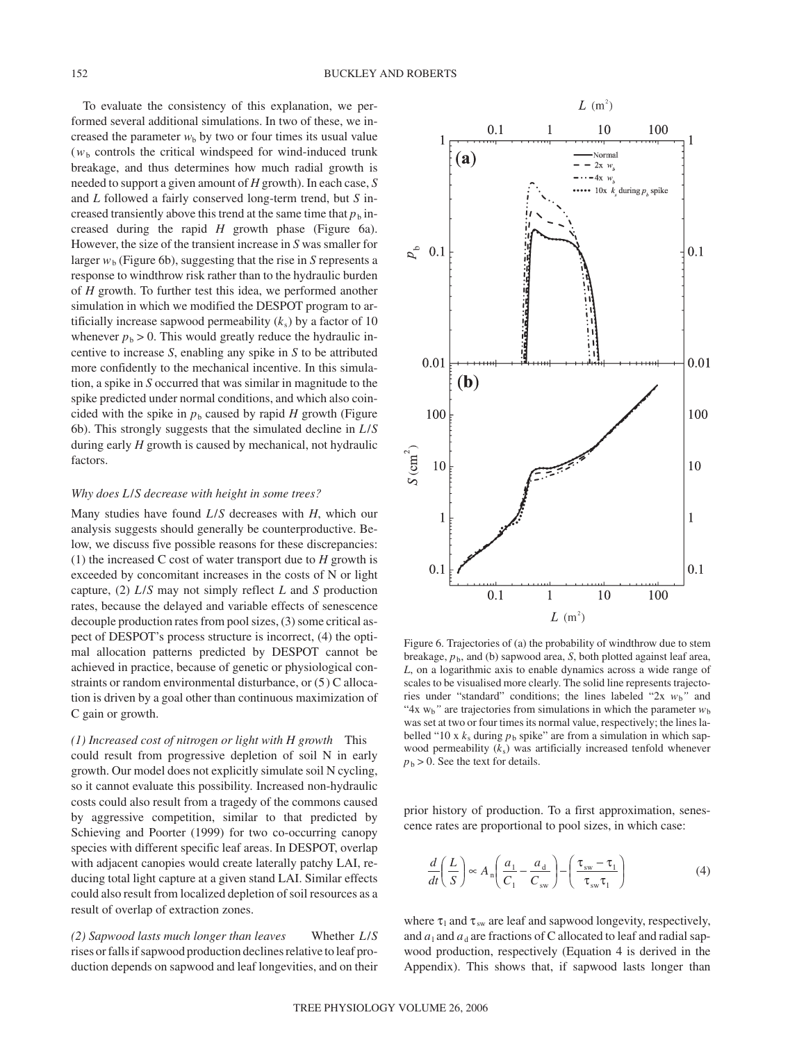To evaluate the consistency of this explanation, we performed several additional simulations. In two of these, we increased the parameter $w_b$ by two or four times its usual value ($w_b$ controls the critical windspeed for wind-induced trunk breakage, and thus determines how much radial growth is needed to support a given amount of $H$ growth). In each case, $S$ and $L$ followed a fairly conserved long-term trend, but $S$ increased transiently above this trend at the same time that $p_b$ increased during the rapid $H$ growth phase (Figure 6a). However, the size of the transient increase in $S$ was smaller for larger $w_b$ (Figure 6b), suggesting that the rise in $S$ represents a response to windthrow risk rather than to the hydraulic burden of $H$ growth. To further test this idea, we performed another simulation in which we modified the DESPOT program to artificially increase sapwood permeability ($k_s$) by a factor of 10 whenever $p_b > 0$. This would greatly reduce the hydraulic incentive to increase $S$, enabling any spike in $S$ to be attributed more confidently to the mechanical incentive. In this simulation, a spike in $S$ occurred that was similar in magnitude to the spike predicted under normal conditions, and which also coincided with the spike in $p_b$ caused by rapid $H$ growth (Figure 6b). This strongly suggests that the simulated decline in $L/S$ during early $H$ growth is caused by mechanical, not hydraulic factors.

### *Why does L/S decrease with height in some trees?*

Many studies have found $L/S$ decreases with $H$, which our analysis suggests should generally be counterproductive. Below, we discuss five possible reasons for these discrepancies: (1) the increased C cost of water transport due to $H$ growth is exceeded by concomitant increases in the costs of N or light capture, (2) $L/S$ may not simply reflect $L$ and $S$ production rates, because the delayed and variable effects of senescence decouple production rates from pool sizes, (3) some critical aspect of DESPOT's process structure is incorrect, (4) the optimal allocation patterns predicted by DESPOT cannot be achieved in practice, because of genetic or physiological constraints or random environmental disturbance, or (5) C allocation is driven by a goal other than continuous maximization of C gain or growth.

*(1) Increased cost of nitrogen or light with H growth* This could result from progressive depletion of soil N in early growth. Our model does not explicitly simulate soil N cycling, so it cannot evaluate this possibility. Increased non-hydraulic costs could also result from a tragedy of the commons caused by aggressive competition, similar to that predicted by Schieving and Poorter (1999) for two co-occurring canopy species with different specific leaf areas. In DESPOT, overlap with adjacent canopies would create laterally patchy LAI, reducing total light capture at a given stand LAI. Similar effects could also result from localized depletion of soil resources as a result of overlap of extraction zones.

*(2) Sapwood lasts much longer than leaves* Whether $L/S$ rises or falls if sapwood production declines relative to leaf production depends on sapwood and leaf longevities, and on their prior history of production. To a first approximation, senescence rates are proportional to pool sizes, in which case:

$$\frac{d}{dt}\left(\frac{L}{S}\right) \propto A_n\left(\frac{a_l}{C_l} - \frac{a_d}{C_{sw}}\right) - \left(\frac{\tau_{sw} - \tau_l}{\tau_{sw}\tau_l}\right) \quad (4)$$

where $\tau_l$ and $\tau_{sw}$ are leaf and sapwood longevity, respectively, and $a_l$ and $a_d$ are fractions of C allocated to leaf and radial sapwood production, respectively (Equation 4 is derived in the Appendix). This shows that, if sapwood lasts longer than

Figure 6. Trajectories of (a) the probability of windthrow due to stem breakage, $p_b$, and (b) sapwood area, $S$, both plotted against leaf area, $L$, on a logarithmic axis to enable dynamics across a wide range of scales to be visualised more clearly. The solid line represents trajectories under "standard" conditions; the lines labeled "2x $w_b$" and "4x $w_b$" are trajectories from simulations in which the parameter $w_b$ was set at two or four times its normal value, respectively; the lines labelled "10 x $k_s$ during $p_b$ spike" are from a simulation in which sapwood permeability ($k_s$) was artificially increased tenfold whenever $p_b > 0$. See the text for details.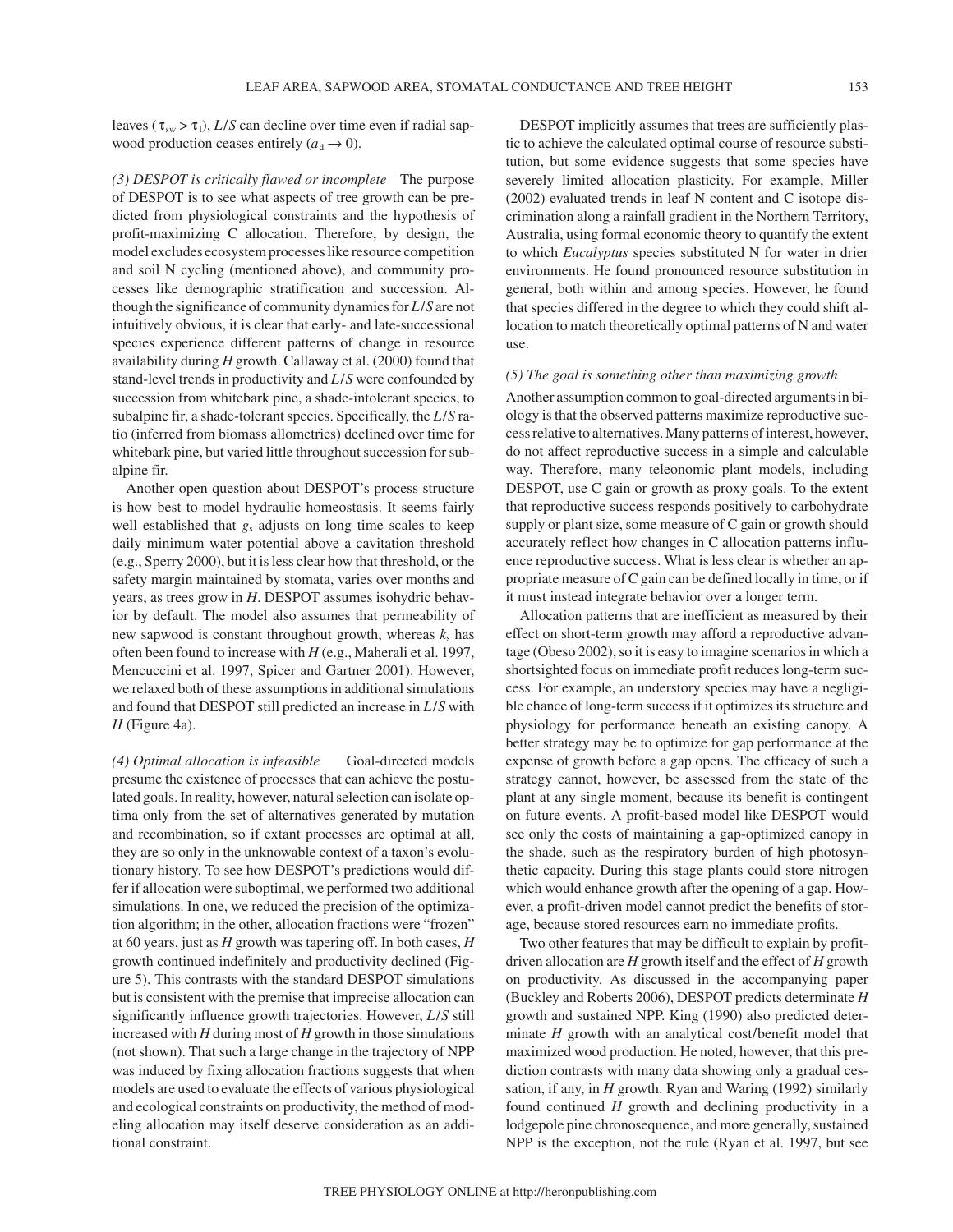leaves ($\tau_{sw} > \tau_l$), $L/S$ can decline over time even if radial sapwood production ceases entirely ($a_d \to 0$).

*(3) DESPOT is critically flawed or incomplete* The purpose of DESPOT is to see what aspects of tree growth can be predicted from physiological constraints and the hypothesis of profit-maximizing C allocation. Therefore, by design, the model excludes ecosystem processes like resource competition and soil N cycling (mentioned above), and community processes like demographic stratification and succession. Although the significance of community dynamics for $L/S$ are not intuitively obvious, it is clear that early- and late-successional species experience different patterns of change in resource availability during $H$ growth. Callaway et al. (2000) found that stand-level trends in productivity and $L/S$ were confounded by succession from whitebark pine, a shade-intolerant species, to subalpine fir, a shade-tolerant species. Specifically, the $L/S$ ratio (inferred from biomass allometries) declined over time for whitebark pine, but varied little throughout succession for subalpine fir.

Another open question about DESPOT's process structure is how best to model hydraulic homeostasis. It seems fairly well established that $g_s$ adjusts on long time scales to keep daily minimum water potential above a cavitation threshold (e.g., Sperry 2000), but it is less clear how that threshold, or the safety margin maintained by stomata, varies over months and years, as trees grow in $H$. DESPOT assumes isohydric behavior by default. The model also assumes that permeability of new sapwood is constant throughout growth, whereas $k_s$ has often been found to increase with $H$ (e.g., Maherali et al. 1997, Mencuccini et al. 1997, Spicer and Gartner 2001). However, we relaxed both of these assumptions in additional simulations and found that DESPOT still predicted an increase in $L/S$ with $H$ (Figure 4a).

*(4) Optimal allocation is infeasible* Goal-directed models presume the existence of processes that can achieve the postulated goals. In reality, however, natural selection can isolate optima only from the set of alternatives generated by mutation and recombination, so if extant processes are optimal at all, they are so only in the unknowable context of a taxon's evolutionary history. To see how DESPOT's predictions would differ if allocation were suboptimal, we performed two additional simulations. In one, we reduced the precision of the optimization algorithm; in the other, allocation fractions were "frozen" at 60 years, just as $H$ growth was tapering off. In both cases, $H$ growth continued indefinitely and productivity declined (Figure 5). This contrasts with the standard DESPOT simulations but is consistent with the premise that imprecise allocation can significantly influence growth trajectories. However, $L/S$ still increased with $H$ during most of $H$ growth in those simulations (not shown). That such a large change in the trajectory of NPP was induced by fixing allocation fractions suggests that when models are used to evaluate the effects of various physiological and ecological constraints on productivity, the method of modeling allocation may itself deserve consideration as an additional constraint.

DESPOT implicitly assumes that trees are sufficiently plastic to achieve the calculated optimal course of resource substitution, but some evidence suggests that some species have severely limited allocation plasticity. For example, Miller (2002) evaluated trends in leaf N content and C isotope discrimination along a rainfall gradient in the Northern Territory, Australia, using formal economic theory to quantify the extent to which *Eucalyptus* species substituted N for water in drier environments. He found pronounced resource substitution in general, both within and among species. However, he found that species differed in the degree to which they could shift allocation to match theoretically optimal patterns of N and water use.

*(5) The goal is something other than maximizing growth* Another assumption common to goal-directed arguments in biology is that the observed patterns maximize reproductive success relative to alternatives. Many patterns of interest, however, do not affect reproductive success in a simple and calculable way. Therefore, many teleonomic plant models, including DESPOT, use C gain or growth as proxy goals. To the extent that reproductive success responds positively to carbohydrate supply or plant size, some measure of C gain or growth should accurately reflect how changes in C allocation patterns influence reproductive success. What is less clear is whether an appropriate measure of C gain can be defined locally in time, or if it must instead integrate behavior over a longer term.

Allocation patterns that are inefficient as measured by their effect on short-term growth may afford a reproductive advantage (Obeso 2002), so it is easy to imagine scenarios in which a shortsighted focus on immediate profit reduces long-term success. For example, an understory species may have a negligible chance of long-term success if it optimizes its structure and physiology for performance beneath an existing canopy. A better strategy may be to optimize for gap performance at the expense of growth before a gap opens. The efficacy of such a strategy cannot, however, be assessed from the state of the plant at any single moment, because its benefit is contingent on future events. A profit-based model like DESPOT would see only the costs of maintaining a gap-optimized canopy in the shade, such as the respiratory burden of high photosynthetic capacity. During this stage plants could store nitrogen which would enhance growth after the opening of a gap. However, a profit-driven model cannot predict the benefits of storage, because stored resources earn no immediate profits.

Two other features that may be difficult to explain by profit-driven allocation are $H$ growth itself and the effect of $H$ growth on productivity. As discussed in the accompanying paper (Buckley and Roberts 2006), DESPOT predicts determinate $H$ growth and sustained NPP. King (1990) also predicted determinate $H$ growth with an analytical cost/benefit model that maximized wood production. He noted, however, that this prediction contrasts with many data showing only a gradual cessation, if any, in $H$ growth. Ryan and Waring (1992) similarly found continued $H$ growth and declining productivity in a lodgepole pine chronosequence, and more generally, sustained NPP is the exception, not the rule (Ryan et al. 1997, but see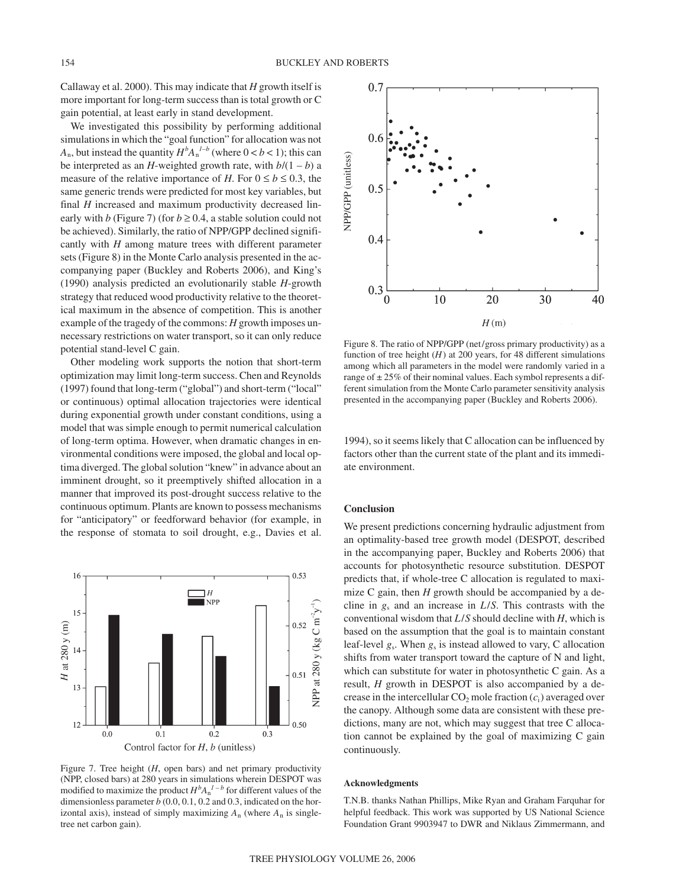Callaway et al. 2000). This may indicate that $H$ growth itself is more important for long-term success than is total growth or C gain potential, at least early in stand development.

We investigated this possibility by performing additional simulations in which the "goal function" for allocation was not $A_n$, but instead the quantity $H^b A_n^{1-b}$ (where $0 < b < 1$); this can be interpreted as an $H$-weighted growth rate, with $b/(1-b)$ a measure of the relative importance of $H$. For $0 \le b \le 0.3$, the same generic trends were predicted for most key variables, but final $H$ increased and maximum productivity decreased linearly with $b$ (Figure 7) (for $b \ge 0.4$, a stable solution could not be achieved). Similarly, the ratio of NPP/GPP declined significantly with $H$ among mature trees with different parameter sets (Figure 8) in the Monte Carlo analysis presented in the accompanying paper (Buckley and Roberts 2006), and King's (1990) analysis predicted an evolutionarily stable $H$-growth strategy that reduced wood productivity relative to the theoretical maximum in the absence of competition. This is another example of the tragedy of the commons: $H$ growth imposes unnecessary restrictions on water transport, so it can only reduce potential stand-level C gain.

Other modeling work supports the notion that short-term optimization may limit long-term success. Chen and Reynolds (1997) found that long-term ("global") and short-term ("local" or continuous) optimal allocation trajectories were identical during exponential growth under constant conditions, using a model that was simple enough to permit numerical calculation of long-term optima. However, when dramatic changes in environmental conditions were imposed, the global and local optima diverged. The global solution "knew" in advance about an imminent drought, so it preemptively shifted allocation in a manner that improved its post-drought success relative to the continuous optimum. Plants are known to possess mechanisms for "anticipatory" or feedforward behavior (for example, in the response of stomata to soil drought, e.g., Davies et al. 1994), so it seems likely that C allocation can be influenced by factors other than the current state of the plant and its immediate environment.

16
15
14
13
12
$H$ at 280 y (m)
0.53
0.52
0.51
0.50
NPP at 280 y (kg C m$^{-2}$ y$^{-1}$)
$H$
NPP
0.0
0.1
0.2
0.3
Control factor for $H$, $b$ (unitless)

Figure 7. Tree height ($H$, open bars) and net primary productivity (NPP, closed bars) at 280 years in simulations wherein DESPOT was modified to maximize the product $H^b A_n^{1-b}$ for different values of the dimensionless parameter $b$ (0.0, 0.1, 0.2 and 0.3, indicated on the horizontal axis), instead of simply maximizing $A_n$ (where $A_n$ is single-tree net carbon gain).

0.7
0.6
0.5
0.4
0.3
NPP/GPP (unitless)
0
10
20
30
40
$H$ (m)

Figure 8. The ratio of NPP/GPP (net/gross primary productivity) as a function of tree height ($H$) at 200 years, for 48 different simulations among which all parameters in the model were randomly varied in a range of ± 25% of their nominal values. Each symbol represents a different simulation from the Monte Carlo parameter sensitivity analysis presented in the accompanying paper (Buckley and Roberts 2006).

## Conclusion

We present predictions concerning hydraulic adjustment from an optimality-based tree growth model (DESPOT, described in the accompanying paper, Buckley and Roberts 2006) that accounts for photosynthetic resource substitution. DESPOT predicts that, if whole-tree C allocation is regulated to maximize C gain, then $H$ growth should be accompanied by a decline in $g_s$ and an increase in $L/S$. This contrasts with the conventional wisdom that $L/S$ should decline with $H$, which is based on the assumption that the goal is to maintain constant leaf-level $g_s$. When $g_s$ is instead allowed to vary, C allocation shifts from water transport toward the capture of N and light, which can substitute for water in photosynthetic C gain. As a result, $H$ growth in DESPOT is also accompanied by a decrease in the intercellular $CO_2$ mole fraction ($c_i$) averaged over the canopy. Although some data are consistent with these predictions, many are not, which may suggest that tree C allocation cannot be explained by the goal of maximizing C gain continuously.

### Acknowledgments

T.N.B. thanks Nathan Phillips, Mike Ryan and Graham Farquhar for helpful feedback. This work was supported by US National Science Foundation Grant 9903947 to DWR and Niklaus Zimmermann, and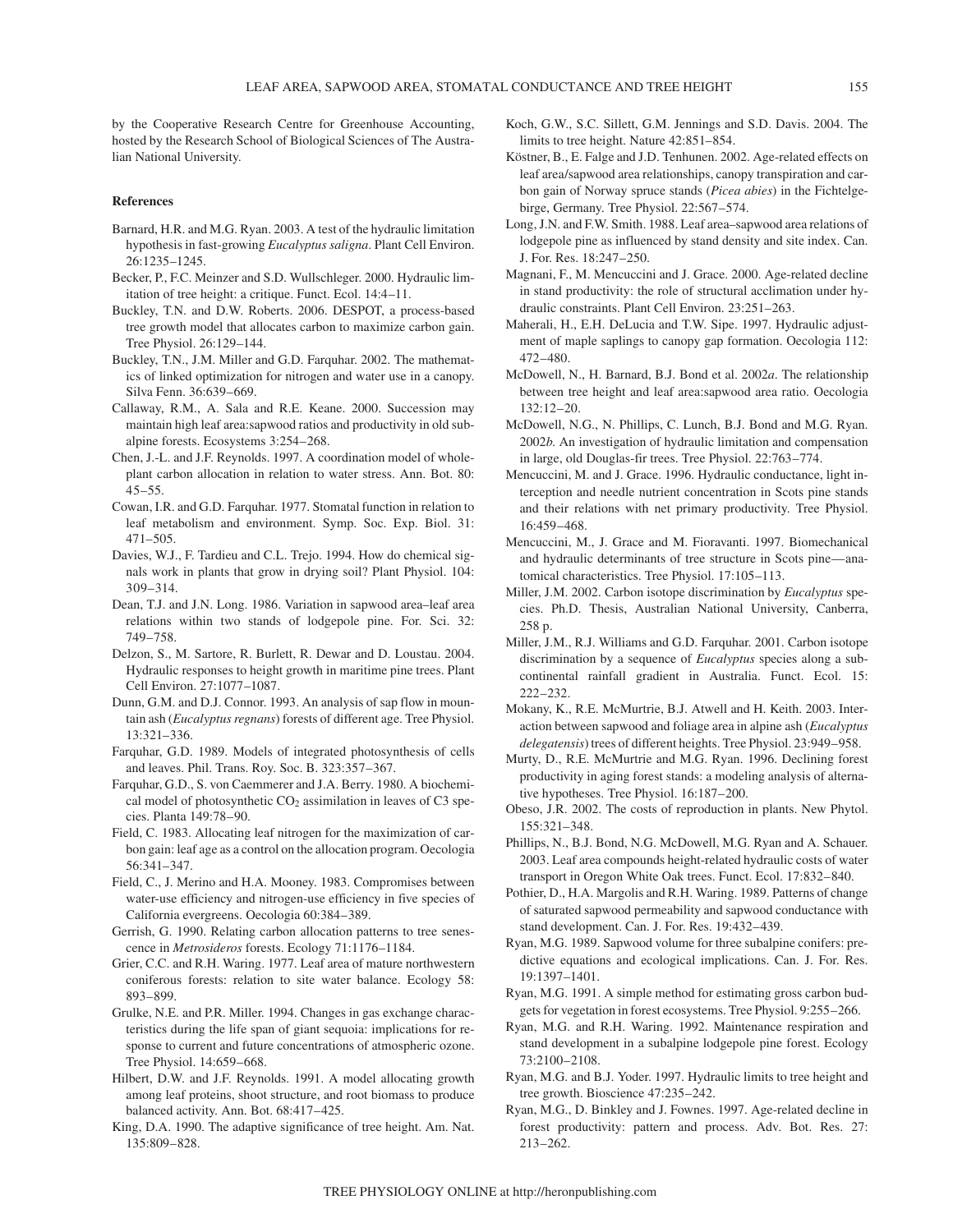by the Cooperative Research Centre for Greenhouse Accounting, hosted by the Research School of Biological Sciences of The Australian National University.

## References

Barnard, H.R. and M.G. Ryan. 2003. A test of the hydraulic limitation hypothesis in fast-growing *Eucalyptus saligna*. Plant Cell Environ. 26:1235–1245.

Becker, P., F.C. Meinzer and S.D. Wullschleger. 2000. Hydraulic limitation of tree height: a critique. Funct. Ecol. 14:4–11.

Buckley, T.N. and D.W. Roberts. 2006. DESPOT, a process-based tree growth model that allocates carbon to maximize carbon gain. Tree Physiol. 26:129–144.

Buckley, T.N., J.M. Miller and G.D. Farquhar. 2002. The mathematics of linked optimization for nitrogen and water use in a canopy. Silva Fenn. 36:639–669.

Callaway, R.M., A. Sala and R.E. Keane. 2000. Succession may maintain high leaf area:sapwood ratios and productivity in old subalpine forests. Ecosystems 3:254–268.

Chen, J.-L. and J.F. Reynolds. 1997. A coordination model of whole-plant carbon allocation in relation to water stress. Ann. Bot. 80: 45–55.

Cowan, I.R. and G.D. Farquhar. 1977. Stomatal function in relation to leaf metabolism and environment. Symp. Soc. Exp. Biol. 31: 471–505.

Davies, W.J., F. Tardieu and C.L. Trejo. 1994. How do chemical signals work in plants that grow in drying soil? Plant Physiol. 104: 309–314.

Dean, T.J. and J.N. Long. 1986. Variation in sapwood area–leaf area relations within two stands of lodgepole pine. For. Sci. 32: 749–758.

Delzon, S., M. Sartore, R. Burlett, R. Dewar and D. Loustau. 2004. Hydraulic responses to height growth in maritime pine trees. Plant Cell Environ. 27:1077–1087.

Dunn, G.M. and D.J. Connor. 1993. An analysis of sap flow in mountain ash (*Eucalyptus regnans*) forests of different age. Tree Physiol. 13:321–336.

Farquhar, G.D. 1989. Models of integrated photosynthesis of cells and leaves. Phil. Trans. Roy. Soc. B. 323:357–367.

Farquhar, G.D., S. von Caemmerer and J.A. Berry. 1980. A biochemical model of photosynthetic $CO_2$ assimilation in leaves of C3 species. Planta 149:78–90.

Field, C. 1983. Allocating leaf nitrogen for the maximization of carbon gain: leaf age as a control on the allocation program. Oecologia 56:341–347.

Field, C., J. Merino and H.A. Mooney. 1983. Compromises between water-use efficiency and nitrogen-use efficiency in five species of California evergreens. Oecologia 60:384–389.

Gerrish, G. 1990. Relating carbon allocation patterns to tree senescence in *Metrosideros* forests. Ecology 71:1176–1184.

Grier, C.C. and R.H. Waring. 1977. Leaf area of mature northwestern coniferous forests: relation to site water balance. Ecology 58: 893–899.

Grulke, N.E. and P.R. Miller. 1994. Changes in gas exchange characteristics during the life span of giant sequoia: implications for response to current and future concentrations of atmospheric ozone. Tree Physiol. 14:659–668.

Hilbert, D.W. and J.F. Reynolds. 1991. A model allocating growth among leaf proteins, shoot structure, and root biomass to produce balanced activity. Ann. Bot. 68:417–425.

King, D.A. 1990. The adaptive significance of tree height. Am. Nat. 135:809–828.

Koch, G.W., S.C. Sillett, G.M. Jennings and S.D. Davis. 2004. The limits to tree height. Nature 42:851–854.

Köstner, B., E. Falge and J.D. Tenhunen. 2002. Age-related effects on leaf area/sapwood area relationships, canopy transpiration and carbon gain of Norway spruce stands (*Picea abies*) in the Fichtelgebirge, Germany. Tree Physiol. 22:567–574.

Long, J.N. and F.W. Smith. 1988. Leaf area–sapwood area relations of lodgepole pine as influenced by stand density and site index. Can. J. For. Res. 18:247–250.

Magnani, F., M. Mencuccini and J. Grace. 2000. Age-related decline in stand productivity: the role of structural acclimation under hydraulic constraints. Plant Cell Environ. 23:251–263.

Maherali, H., E.H. DeLucia and T.W. Sipe. 1997. Hydraulic adjustment of maple saplings to canopy gap formation. Oecologia 112: 472–480.

McDowell, N., H. Barnard, B.J. Bond et al. 2002*a*. The relationship between tree height and leaf area:sapwood area ratio. Oecologia 132:12–20.

McDowell, N.G., N. Phillips, C. Lunch, B.J. Bond and M.G. Ryan. 2002*b*. An investigation of hydraulic limitation and compensation in large, old Douglas-fir trees. Tree Physiol. 22:763–774.

Mencuccini, M. and J. Grace. 1996. Hydraulic conductance, light interception and needle nutrient concentration in Scots pine stands and their relations with net primary productivity. Tree Physiol. 16:459–468.

Mencuccini, M., J. Grace and M. Fioravanti. 1997. Biomechanical and hydraulic determinants of tree structure in Scots pine—anatomical characteristics. Tree Physiol. 17:105–113.

Miller, J.M. 2002. Carbon isotope discrimination by *Eucalyptus* species. Ph.D. Thesis, Australian National University, Canberra, 258 p.

Miller, J.M., R.J. Williams and G.D. Farquhar. 2001. Carbon isotope discrimination by a sequence of *Eucalyptus* species along a subcontinental rainfall gradient in Australia. Funct. Ecol. 15: 222–232.

Mokany, K., R.E. McMurtrie, B.J. Atwell and H. Keith. 2003. Interaction between sapwood and foliage area in alpine ash (*Eucalyptus delegatensis*) trees of different heights. Tree Physiol. 23:949–958.

Murty, D., R.E. McMurtrie and M.G. Ryan. 1996. Declining forest productivity in aging forest stands: a modeling analysis of alternative hypotheses. Tree Physiol. 16:187–200.

Obeso, J.R. 2002. The costs of reproduction in plants. New Phytol. 155:321–348.

Phillips, N., B.J. Bond, N.G. McDowell, M.G. Ryan and A. Schauer. 2003. Leaf area compounds height-related hydraulic costs of water transport in Oregon White Oak trees. Funct. Ecol. 17:832–840.

Pothier, D., H.A. Margolis and R.H. Waring. 1989. Patterns of change of saturated sapwood permeability and sapwood conductance with stand development. Can. J. For. Res. 19:432–439.

Ryan, M.G. 1989. Sapwood volume for three subalpine conifers: predictive equations and ecological implications. Can. J. For. Res. 19:1397–1401.

Ryan, M.G. 1991. A simple method for estimating gross carbon budgets for vegetation in forest ecosystems. Tree Physiol. 9:255–266.

Ryan, M.G. and R.H. Waring. 1992. Maintenance respiration and stand development in a subalpine lodgepole pine forest. Ecology 73:2100–2108.

Ryan, M.G. and B.J. Yoder. 1997. Hydraulic limits to tree height and tree growth. Bioscience 47:235–242.

Ryan, M.G., D. Binkley and J. Fownes. 1997. Age-related decline in forest productivity: pattern and process. Adv. Bot. Res. 27: 213–262.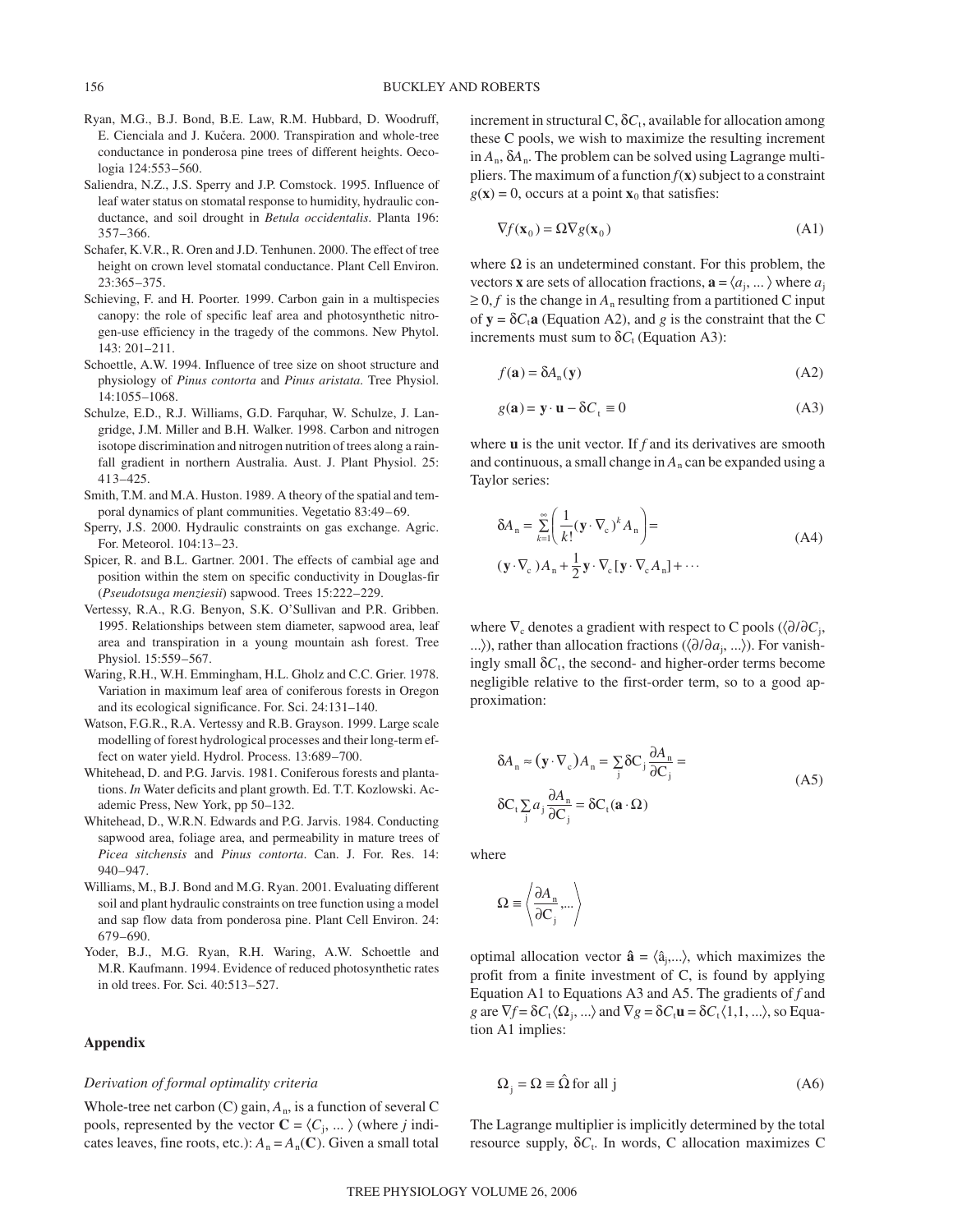Ryan, M.G., B.J. Bond, B.E. Law, R.M. Hubbard, D. Woodruff, E. Cienciala and J. Kučera. 2000. Transpiration and whole-tree conductance in ponderosa pine trees of different heights. Oecologia 124:553–560.

Saliendra, N.Z., J.S. Sperry and J.P. Comstock. 1995. Influence of leaf water status on stomatal response to humidity, hydraulic conductance, and soil drought in *Betula occidentalis*. Planta 196: 357–366.

Schafer, K.V.R., R. Oren and J.D. Tenhunen. 2000. The effect of tree height on crown level stomatal conductance. Plant Cell Environ. 23:365–375.

Schieving, F. and H. Poorter. 1999. Carbon gain in a multispecies canopy: the role of specific leaf area and photosynthetic nitrogen-use efficiency in the tragedy of the commons. New Phytol. 143: 201–211.

Schoettle, A.W. 1994. Influence of tree size on shoot structure and physiology of *Pinus contorta* and *Pinus aristata*. Tree Physiol. 14:1055–1068.

Schulze, E.D., R.J. Williams, G.D. Farquhar, W. Schulze, J. Langridge, J.M. Miller and B.H. Walker. 1998. Carbon and nitrogen isotope discrimination and nitrogen nutrition of trees along a rainfall gradient in northern Australia. Aust. J. Plant Physiol. 25: 413–425.

Smith, T.M. and M.A. Huston. 1989. A theory of the spatial and temporal dynamics of plant communities. Vegetatio 83:49–69.

Sperry, J.S. 2000. Hydraulic constraints on gas exchange. Agric. For. Meteorol. 104:13–23.

Spicer, R. and B.L. Gartner. 2001. The effects of cambial age and position within the stem on specific conductivity in Douglas-fir (*Pseudotsuga menziesii*) sapwood. Trees 15:222–229.

Vertessy, R.A., R.G. Benyon, S.K. O'Sullivan and P.R. Gribben. 1995. Relationships between stem diameter, sapwood area, leaf area and transpiration in a young mountain ash forest. Tree Physiol. 15:559–567.

Waring, R.H., W.H. Emmingham, H.L. Gholz and C.C. Grier. 1978. Variation in maximum leaf area of coniferous forests in Oregon and its ecological significance. For. Sci. 24:131–140.

Watson, F.G.R., R.A. Vertessy and R.B. Grayson. 1999. Large scale modelling of forest hydrological processes and their long-term effect on water yield. Hydrol. Process. 13:689–700.

Whitehead, D. and P.G. Jarvis. 1981. Coniferous forests and plantations. *In* Water deficits and plant growth. Ed. T.T. Kozlowski. Academic Press, New York, pp 50–132.

Whitehead, D., W.R.N. Edwards and P.G. Jarvis. 1984. Conducting sapwood area, foliage area, and permeability in mature trees of *Picea sitchensis* and *Pinus contorta*. Can. J. For. Res. 14: 940–947.

Williams, M., B.J. Bond and M.G. Ryan. 2001. Evaluating different soil and plant hydraulic constraints on tree function using a model and sap flow data from ponderosa pine. Plant Cell Environ. 24: 679–690.

Yoder, B.J., M.G. Ryan, R.H. Waring, A.W. Schoettle and M.R. Kaufmann. 1994. Evidence of reduced photosynthetic rates in old trees. For. Sci. 40:513–527.

## Appendix

### *Derivation of formal optimality criteria*

Whole-tree net carbon (C) gain, $A_n$, is a function of several C pools, represented by the vector $\mathbf{C} = \langle C_j, ... \rangle$ (where $j$ indicates leaves, fine roots, etc.): $A_n = A_n(\mathbf{C})$. Given a small total increment in structural C, $\delta C_t$, available for allocation among these C pools, we wish to maximize the resulting increment in $A_n$, $\delta A_n$. The problem can be solved using Lagrange multipliers. The maximum of a function $f(\mathbf{x})$ subject to a constraint $g(\mathbf{x}) = 0$, occurs at a point $\mathbf{x}_0$ that satisfies:

$$\nabla f(\mathbf{x}_0) = \Omega \nabla g(\mathbf{x}_0) \tag{A1}$$

where $\Omega$ is an undetermined constant. For this problem, the vectors $\mathbf{x}$ are sets of allocation fractions, $\mathbf{a} = \langle a_j, ... \rangle$ where $a_j \geq 0$, $f$ is the change in $A_n$ resulting from a partitioned C input of $\mathbf{y} = \delta C_t \mathbf{a}$ (Equation A2), and $g$ is the constraint that the C increments must sum to $\delta C_t$ (Equation A3):

$$f(\mathbf{a}) = \delta A_n(\mathbf{y}) \tag{A2}$$

$$g(\mathbf{a}) = \mathbf{y} \cdot \mathbf{u} - \delta C_t \equiv 0 \tag{A3}$$

where $\mathbf{u}$ is the unit vector. If $f$ and its derivatives are smooth and continuous, a small change in $A_n$ can be expanded using a Taylor series:

$$\delta A_n = \sum_{k=1}^{\infty} \left( \frac{1}{k!} (\mathbf{y} \cdot \nabla_c)^k A_n \right) = (\mathbf{y} \cdot \nabla_c) A_n + \frac{1}{2} \mathbf{y} \cdot \nabla_c [\mathbf{y} \cdot \nabla_c A_n] + \cdots \tag{A4}$$

where $\nabla_c$ denotes a gradient with respect to C pools ($\langle \partial / \partial C_j, ... \rangle$), rather than allocation fractions ($\langle \partial / \partial a_j, ... \rangle$). For vanishingly small $\delta C_t$, the second- and higher-order terms become negligible relative to the first-order term, so to a good approximation:

$$\delta A_n \approx (\mathbf{y} \cdot \nabla_c) A_n = \sum_j \delta C_j \frac{\partial A_n}{\partial C_j} = \delta C_t \sum_j a_j \frac{\partial A_n}{\partial C_j} = \delta C_t (\mathbf{a} \cdot \Omega) \tag{A5}$$

where

$$\Omega \equiv \left\langle \frac{\partial A_n}{\partial C_j}, ... \right\rangle$$

optimal allocation vector $\hat{\mathbf{a}} = \langle \hat{a}_j, ... \rangle$, which maximizes the profit from a finite investment of C, is found by applying Equation A1 to Equations A3 and A5. The gradients of $f$ and $g$ are $\nabla f = \delta C_t \langle \Omega_j, ... \rangle$ and $\nabla g = \delta C_t \mathbf{u} = \delta C_t \langle 1, 1, ... \rangle$, so Equation A1 implies:

$$\Omega_j = \Omega \equiv \hat{\Omega} \text{ for all j} \tag{A6}$$

The Lagrange multiplier is implicitly determined by the total resource supply, $\delta C_t$. In words, C allocation maximizes C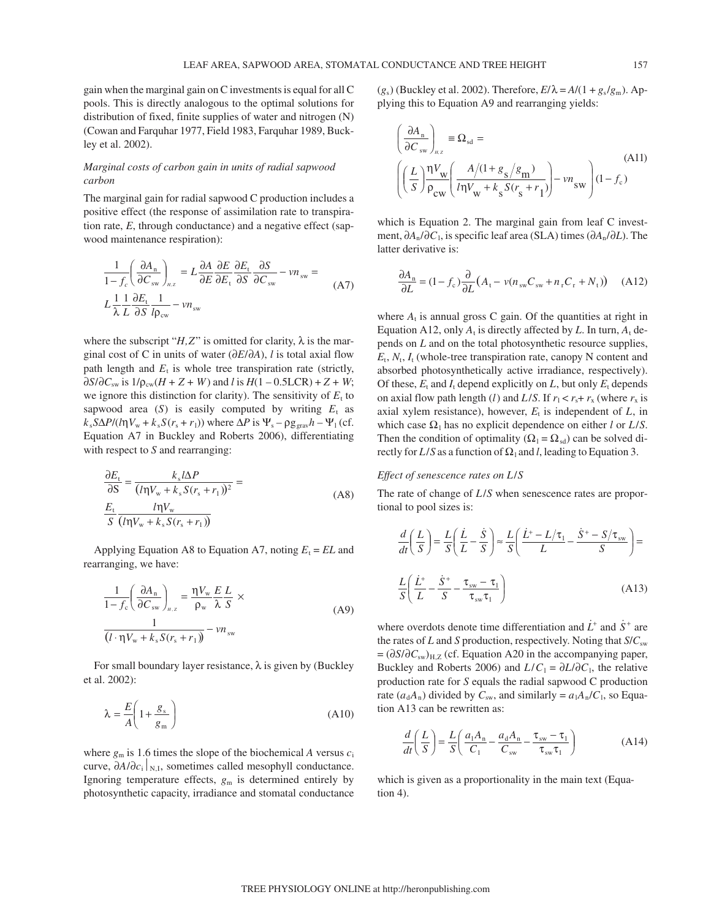gain when the marginal gain on C investments is equal for all C pools. This is directly analogous to the optimal solutions for distribution of fixed, finite supplies of water and nitrogen (N) (Cowan and Farquhar 1977, Field 1983, Farquhar 1989, Buckley et al. 2002).

### *Marginal costs of carbon gain in units of radial sapwood carbon*

The marginal gain for radial sapwood C production includes a positive effect (the response of assimilation rate to transpiration rate, $E$, through conductance) and a negative effect (sapwood maintenance respiration):

$$\frac{1}{1-f_c}\left(\frac{\partial A_n}{\partial C_{sw}}\right)_{H,Z} = L\frac{\partial A}{\partial E}\frac{\partial E}{\partial E_t}\frac{\partial E_t}{\partial S}\frac{\partial S}{\partial C_{sw}} - vn_{sw} = L\frac{1}{\lambda}\frac{1}{L}\frac{\partial E_t}{\partial S}\frac{1}{l\rho_{cw}} - vn_{sw} \tag{A7}$$

where the subscript "$H,Z$" is omitted for clarity, $\lambda$ is the marginal cost of C in units of water ($\partial E/\partial A$), $l$ is total axial flow path length and $E_t$ is whole tree transpiration rate (strictly, $\partial S/\partial C_{sw}$ is $1/\rho_{cw}(H + Z + W)$ and $l$ is $H(1 - 0.5\text{LCR}) + Z + W$; we ignore this distinction for clarity). The sensitivity of $E_t$ to sapwood area ($S$) is easily computed by writing $E_t$ as $k_s S\Delta P/(l\eta V_w + k_s S(r_s + r_l))$ where $\Delta P$ is $\Psi_s - \rho g_{grav} h - \Psi_l$ (cf. Equation A7 in Buckley and Roberts 2006), differentiating with respect to $S$ and rearranging:

$$\frac{\partial E_t}{\partial S} = \frac{k_s l \Delta P}{(l\eta V_w + k_s S(r_s + r_l))^2} = \frac{E_t}{S}\frac{l\eta V_w}{(l\eta V_w + k_s S(r_s + r_l))} \tag{A8}$$

Applying Equation A8 to Equation A7, noting $E_t = EL$ and rearranging, we have:

$$\frac{1}{1-f_c}\left(\frac{\partial A_n}{\partial C_{sw}}\right)_{H,Z} = \frac{\eta V_w}{\rho_w}\frac{E}{\lambda}\frac{L}{S} \times \frac{1}{(l \cdot \eta V_w + k_s S(r_s + r_l))} - vn_{sw} \tag{A9}$$

For small boundary layer resistance, $\lambda$ is given by (Buckley et al. 2002):

$$\lambda = \frac{E}{A}\left(1 + \frac{g_s}{g_m}\right) \tag{A10}$$

where $g_m$ is 1.6 times the slope of the biochemical $A$ versus $c_i$ curve, $\partial A/\partial c_i|_{N,I}$, sometimes called mesophyll conductance. Ignoring temperature effects, $g_m$ is determined entirely by photosynthetic capacity, irradiance and stomatal conductance ($g_s$) (Buckley et al. 2002). Therefore, $E/\lambda = A/(1 + g_s/g_m)$. Applying this to Equation A9 and rearranging yields:

$$\left(\frac{\partial A_n}{\partial C_{sw}}\right)_{H,Z} \equiv \Omega_{sd} = \left(\left(\frac{L}{S}\right)\frac{\eta V_w}{\rho_{cw}}\left(\frac{A/(1+g_s/g_m)}{l\eta V_w + k_s S(r_s + r_l)}\right) - vn_{sw}\right)(1 - f_c) \tag{A11}$$

which is Equation 2. The marginal gain from leaf C investment, $\partial A_n/\partial C_l$, is specific leaf area (SLA) times ($\partial A_n/\partial L$). The latter derivative is:

$$\frac{\partial A_n}{\partial L} = (1 - f_c)\frac{\partial}{\partial L}\left(A_t - v(n_{sw}C_{sw} + n_r C_r + N_t)\right) \tag{A12}$$

where $A_t$ is annual gross C gain. Of the quantities at right in Equation A12, only $A_t$ is directly affected by $L$. In turn, $A_t$ depends on $L$ and on the total photosynthetic resource supplies, $E_t$, $N_t$, $I_t$ (whole-tree transpiration rate, canopy N content and absorbed photosynthetically active irradiance, respectively). Of these, $E_t$ and $I_t$ depend explicitly on $L$, but only $E_t$ depends on axial flow path length ($l$) and $L/S$. If $r_l < r_s + r_x$ (where $r_x$ is axial xylem resistance), however, $E_t$ is independent of $L$, in which case $\Omega_l$ has no explicit dependence on either $l$ or $L/S$. Then the condition of optimality ($\Omega_l = \Omega_{sd}$) can be solved directly for $L/S$ as a function of $\Omega_l$ and $l$, leading to Equation 3.

### *Effect of senescence rates on L/S*

The rate of change of $L/S$ when senescence rates are proportional to pool sizes is:

$$\frac{d}{dt}\left(\frac{L}{S}\right) = \frac{L}{S}\left(\frac{\dot{L}}{L} - \frac{\dot{S}}{S}\right) \approx \frac{L}{S}\left(\frac{\dot{L}^+ - L/\tau_l}{L} - \frac{\dot{S}^+ - S/\tau_{sw}}{S}\right) = \frac{L}{S}\left(\frac{\dot{L}^+}{L} - \frac{\dot{S}^+}{S} - \frac{\tau_{sw} - \tau_l}{\tau_{sw}\tau_l}\right) \tag{A13}$$

where overdots denote time differentiation and $\dot{L}^+$ and $\dot{S}^+$ are the rates of $L$ and $S$ production, respectively. Noting that $S/C_{sw} = (\partial S/\partial C_{sw})_{H,Z}$ (cf. Equation A20 in the accompanying paper, Buckley and Roberts 2006) and $L/C_l = \partial L/\partial C_l$, the relative production rate for $S$ equals the radial sapwood C production rate ($a_d A_n$) divided by $C_{sw}$, and similarly $= a_l A_n/C_l$, so Equation A13 can be rewritten as:

$$\frac{d}{dt}\left(\frac{L}{S}\right) = \frac{L}{S}\left(\frac{a_l A_n}{C_l} - \frac{a_d A_n}{C_{sw}} - \frac{\tau_{sw} - \tau_l}{\tau_{sw}\tau_l}\right) \tag{A14}$$

which is given as a proportionality in the main text (Equation 4).